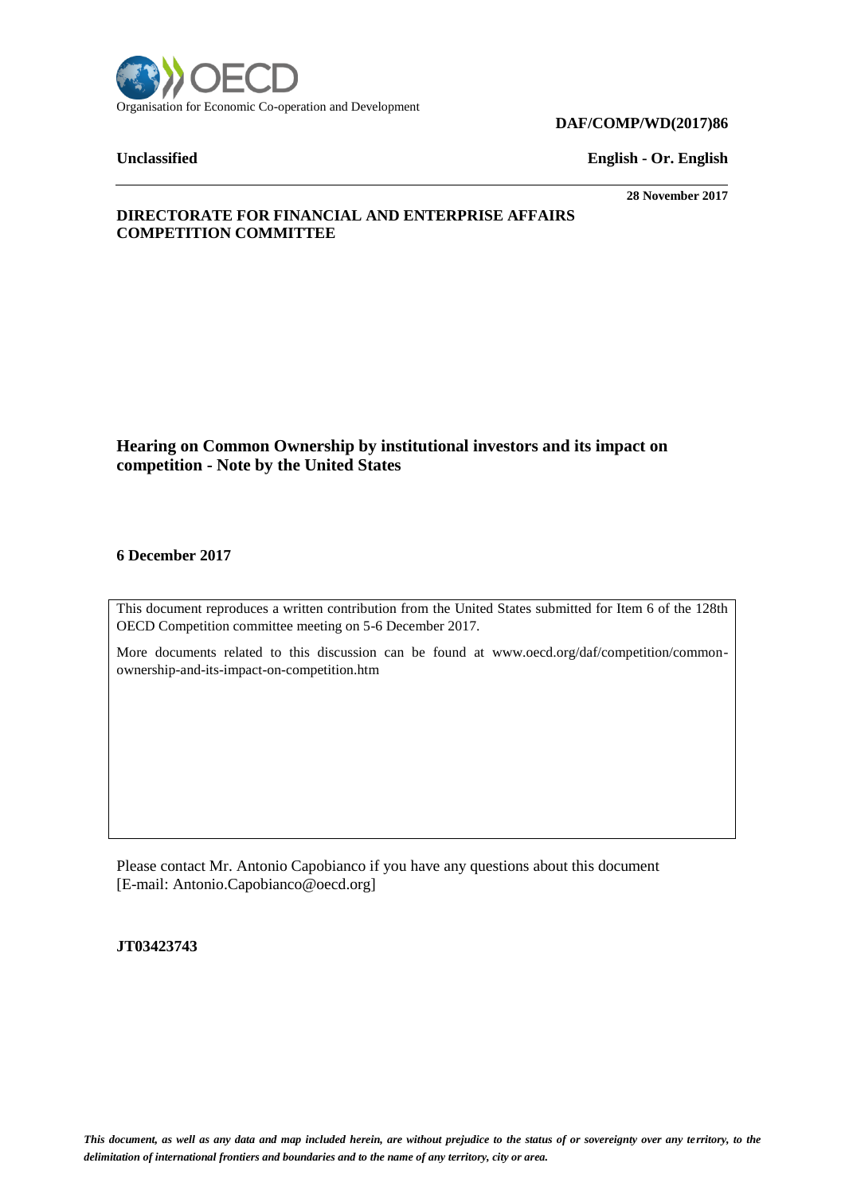Organisation for Economic Co-operation and Development

**DAF/COMP/WD(2017)86**

**Unclassified** **English - Or. English**

**28 November 2017**

**DIRECTORATE FOR FINANCIAL AND ENTERPRISE AFFAIRS**
**COMPETITION COMMITTEE**

## Hearing on Common Ownership by institutional investors and its impact on competition - Note by the United States

**6 December 2017**

This document reproduces a written contribution from the United States submitted for Item 6 of the 128th OECD Competition committee meeting on 5-6 December 2017.

More documents related to this discussion can be found at www.oecd.org/daf/competition/common-ownership-and-its-impact-on-competition.htm

Please contact Mr. Antonio Capobianco if you have any questions about this document [E-mail: Antonio.Capobianco@oecd.org]

**JT03423743**

*This document, as well as any data and map included herein, are without prejudice to the status of or sovereignty over any territory, to the delimitation of international frontiers and boundaries and to the name of any territory, city or area.*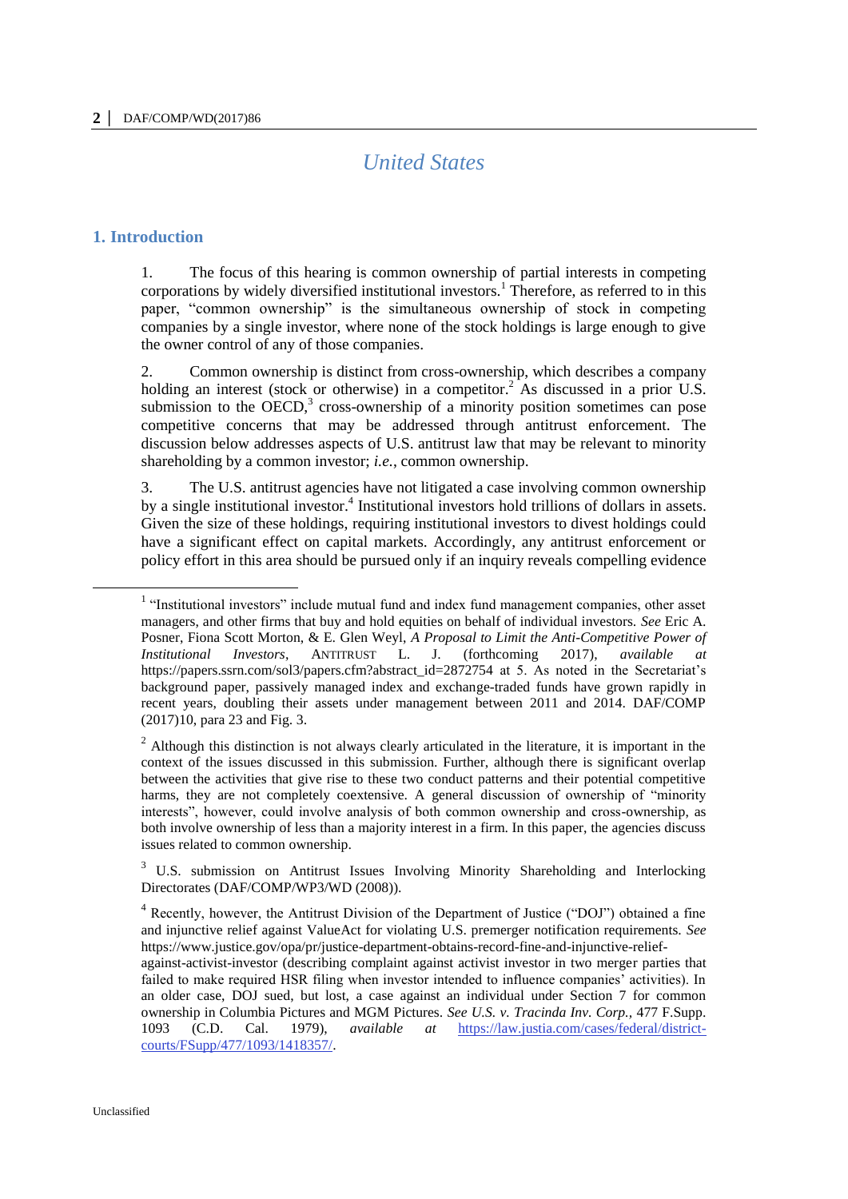# United States

## 1. Introduction

1. The focus of this hearing is common ownership of partial interests in competing corporations by widely diversified institutional investors.[1] Therefore, as referred to in this paper, "common ownership" is the simultaneous ownership of stock in competing companies by a single investor, where none of the stock holdings is large enough to give the owner control of any of those companies.

2. Common ownership is distinct from cross-ownership, which describes a company holding an interest (stock or otherwise) in a competitor.[2] As discussed in a prior U.S. submission to the OECD,[3] cross-ownership of a minority position sometimes can pose competitive concerns that may be addressed through antitrust enforcement. The discussion below addresses aspects of U.S. antitrust law that may be relevant to minority shareholding by a common investor; *i.e.*, common ownership.

3. The U.S. antitrust agencies have not litigated a case involving common ownership by a single institutional investor.[4] Institutional investors hold trillions of dollars in assets. Given the size of these holdings, requiring institutional investors to divest holdings could have a significant effect on capital markets. Accordingly, any antitrust enforcement or policy effort in this area should be pursued only if an inquiry reveals compelling evidence

---

[1] "Institutional investors" include mutual fund and index fund management companies, other asset managers, and other firms that buy and hold equities on behalf of individual investors. *See* Eric A. Posner, Fiona Scott Morton, & E. Glen Weyl, *A Proposal to Limit the Anti-Competitive Power of Institutional Investors*, ANTITRUST L. J. (forthcoming 2017), *available at* https://papers.ssrn.com/sol3/papers.cfm?abstract_id=2872754 at 5. As noted in the Secretariat's background paper, passively managed index and exchange-traded funds have grown rapidly in recent years, doubling their assets under management between 2011 and 2014. DAF/COMP (2017)10, para 23 and Fig. 3.

[2] Although this distinction is not always clearly articulated in the literature, it is important in the context of the issues discussed in this submission. Further, although there is significant overlap between the activities that give rise to these two conduct patterns and their potential competitive harms, they are not completely coextensive. A general discussion of ownership of "minority interests", however, could involve analysis of both common ownership and cross-ownership, as both involve ownership of less than a majority interest in a firm. In this paper, the agencies discuss issues related to common ownership.

[3] U.S. submission on Antitrust Issues Involving Minority Shareholding and Interlocking Directorates (DAF/COMP/WP3/WD (2008)).

[4] Recently, however, the Antitrust Division of the Department of Justice ("DOJ") obtained a fine and injunctive relief against ValueAct for violating U.S. premerger notification requirements. *See* https://www.justice.gov/opa/pr/justice-department-obtains-record-fine-and-injunctive-relief-against-activist-investor (describing complaint against activist investor in two merger parties that failed to make required HSR filing when investor intended to influence companies' activities). In an older case, DOJ sued, but lost, a case against an individual under Section 7 for common ownership in Columbia Pictures and MGM Pictures. *See U.S. v. Tracinda Inv. Corp.*, 477 F.Supp. 1093 (C.D. Cal. 1979), *available at* https://law.justia.com/cases/federal/district-courts/FSupp/477/1093/1418357/.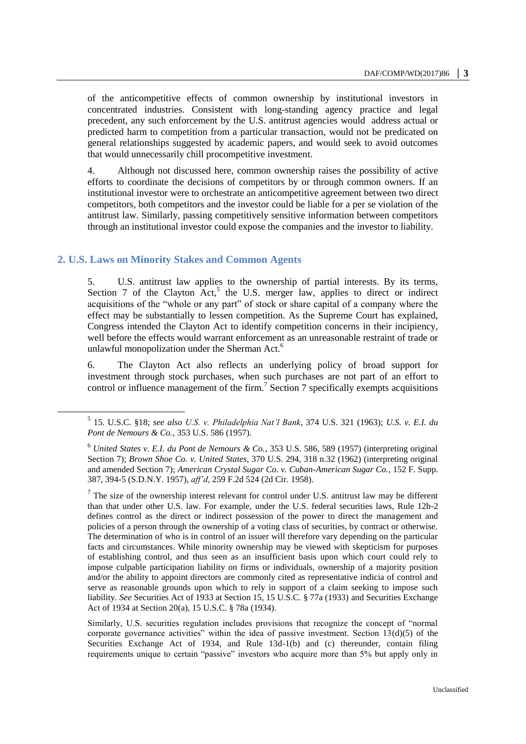of the anticompetitive effects of common ownership by institutional investors in concentrated industries. Consistent with long-standing agency practice and legal precedent, any such enforcement by the U.S. antitrust agencies would address actual or predicted harm to competition from a particular transaction, would not be predicated on general relationships suggested by academic papers, and would seek to avoid outcomes that would unnecessarily chill procompetitive investment.

4. Although not discussed here, common ownership raises the possibility of active efforts to coordinate the decisions of competitors by or through common owners. If an institutional investor were to orchestrate an anticompetitive agreement between two direct competitors, both competitors and the investor could be liable for a per se violation of the antitrust law. Similarly, passing competitively sensitive information between competitors through an institutional investor could expose the companies and the investor to liability.

## 2. U.S. Laws on Minority Stakes and Common Agents

5. U.S. antitrust law applies to the ownership of partial interests. By its terms, Section 7 of the Clayton Act,[5] the U.S. merger law, applies to direct or indirect acquisitions of the "whole or any part" of stock or share capital of a company where the effect may be substantially to lessen competition. As the Supreme Court has explained, Congress intended the Clayton Act to identify competition concerns in their incipiency, well before the effects would warrant enforcement as an unreasonable restraint of trade or unlawful monopolization under the Sherman Act.[6]

6. The Clayton Act also reflects an underlying policy of broad support for investment through stock purchases, when such purchases are not part of an effort to control or influence management of the firm.[7] Section 7 specifically exempts acquisitions

---

[5] 15. U.S.C. §18; *see also U.S. v. Philadelphia Nat'l Bank*, 374 U.S. 321 (1963); *U.S. v. E.I. du Pont de Nemours & Co.*, 353 U.S. 586 (1957).

[6] *United States v. E.I. du Pont de Nemours & Co.*, 353 U.S. 586, 589 (1957) (interpreting original Section 7); *Brown Shoe Co. v. United States*, 370 U.S. 294, 318 n.32 (1962) (interpreting original and amended Section 7); *American Crystal Sugar Co. v. Cuban-American Sugar Co.*, 152 F. Supp. 387, 394-5 (S.D.N.Y. 1957), *aff'd*, 259 F.2d 524 (2d Cir. 1958).

[7] The size of the ownership interest relevant for control under U.S. antitrust law may be different than that under other U.S. law. For example, under the U.S. federal securities laws, Rule 12b-2 defines control as the direct or indirect possession of the power to direct the management and policies of a person through the ownership of a voting class of securities, by contract or otherwise. The determination of who is in control of an issuer will therefore vary depending on the particular facts and circumstances. While minority ownership may be viewed with skepticism for purposes of establishing control, and thus seen as an insufficient basis upon which court could rely to impose culpable participation liability on firms or individuals, ownership of a majority position and/or the ability to appoint directors are commonly cited as representative indicia of control and serve as reasonable grounds upon which to rely in support of a claim seeking to impose such liability. *See* Securities Act of 1933 at Section 15, 15 U.S.C. § 77a (1933) and Securities Exchange Act of 1934 at Section 20(a), 15 U.S.C. § 78a (1934).

Similarly, U.S. securities regulation includes provisions that recognize the concept of "normal corporate governance activities" within the idea of passive investment. Section 13(d)(5) of the Securities Exchange Act of 1934, and Rule 13d-1(b) and (c) thereunder, contain filing requirements unique to certain "passive" investors who acquire more than 5% but apply only in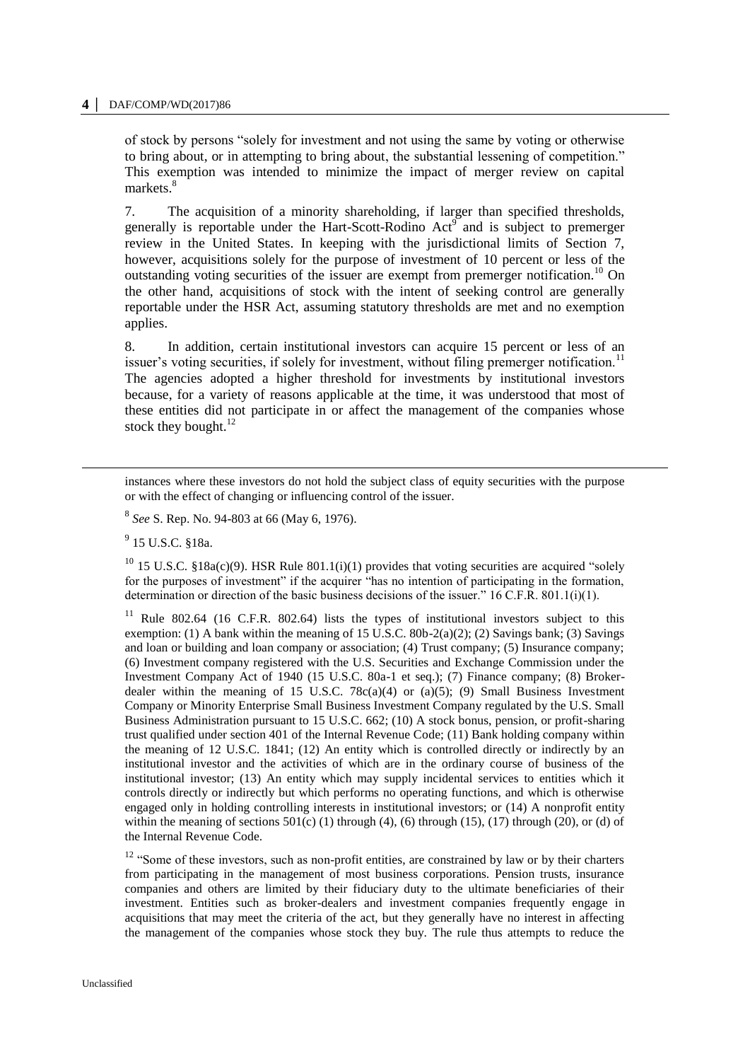of stock by persons "solely for investment and not using the same by voting or otherwise to bring about, or in attempting to bring about, the substantial lessening of competition." This exemption was intended to minimize the impact of merger review on capital markets.[8]

7. The acquisition of a minority shareholding, if larger than specified thresholds, generally is reportable under the Hart-Scott-Rodino Act[9] and is subject to premerger review in the United States. In keeping with the jurisdictional limits of Section 7, however, acquisitions solely for the purpose of investment of 10 percent or less of the outstanding voting securities of the issuer are exempt from premerger notification.[10] On the other hand, acquisitions of stock with the intent of seeking control are generally reportable under the HSR Act, assuming statutory thresholds are met and no exemption applies.

8. In addition, certain institutional investors can acquire 15 percent or less of an issuer's voting securities, if solely for investment, without filing premerger notification.[11] The agencies adopted a higher threshold for investments by institutional investors because, for a variety of reasons applicable at the time, it was understood that most of these entities did not participate in or affect the management of the companies whose stock they bought.[12]

---

instances where these investors do not hold the subject class of equity securities with the purpose or with the effect of changing or influencing control of the issuer.

[8] *See* S. Rep. No. 94-803 at 66 (May 6, 1976).

[9] 15 U.S.C. §18a.

[10] 15 U.S.C. §18a(c)(9). HSR Rule 801.1(i)(1) provides that voting securities are acquired "solely for the purposes of investment" if the acquirer "has no intention of participating in the formation, determination or direction of the basic business decisions of the issuer." 16 C.F.R. 801.1(i)(1).

[11] Rule 802.64 (16 C.F.R. 802.64) lists the types of institutional investors subject to this exemption: (1) A bank within the meaning of 15 U.S.C. 80b-2(a)(2); (2) Savings bank; (3) Savings and loan or building and loan company or association; (4) Trust company; (5) Insurance company; (6) Investment company registered with the U.S. Securities and Exchange Commission under the Investment Company Act of 1940 (15 U.S.C. 80a-1 et seq.); (7) Finance company; (8) Broker-dealer within the meaning of 15 U.S.C. 78c(a)(4) or (a)(5); (9) Small Business Investment Company or Minority Enterprise Small Business Investment Company regulated by the U.S. Small Business Administration pursuant to 15 U.S.C. 662; (10) A stock bonus, pension, or profit-sharing trust qualified under section 401 of the Internal Revenue Code; (11) Bank holding company within the meaning of 12 U.S.C. 1841; (12) An entity which is controlled directly or indirectly by an institutional investor and the activities of which are in the ordinary course of business of the institutional investor; (13) An entity which may supply incidental services to entities which it controls directly or indirectly but which performs no operating functions, and which is otherwise engaged only in holding controlling interests in institutional investors; or (14) A nonprofit entity within the meaning of sections 501(c) (1) through (4), (6) through (15), (17) through (20), or (d) of the Internal Revenue Code.

[12] "Some of these investors, such as non-profit entities, are constrained by law or by their charters from participating in the management of most business corporations. Pension trusts, insurance companies and others are limited by their fiduciary duty to the ultimate beneficiaries of their investment. Entities such as broker-dealers and investment companies frequently engage in acquisitions that may meet the criteria of the act, but they generally have no interest in affecting the management of the companies whose stock they buy. The rule thus attempts to reduce the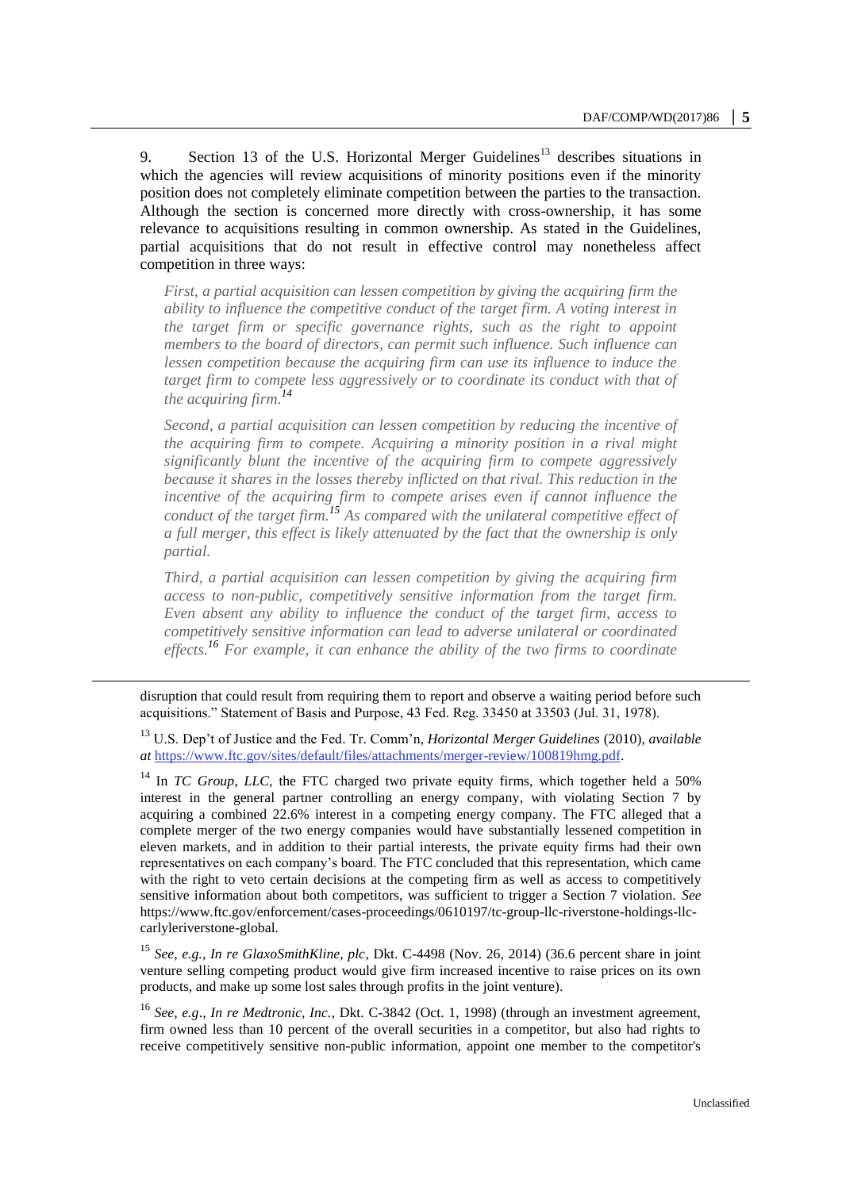9. Section 13 of the U.S. Horizontal Merger Guidelines[13] describes situations in which the agencies will review acquisitions of minority positions even if the minority position does not completely eliminate competition between the parties to the transaction. Although the section is concerned more directly with cross-ownership, it has some relevance to acquisitions resulting in common ownership. As stated in the Guidelines, partial acquisitions that do not result in effective control may nonetheless affect competition in three ways:

> *First, a partial acquisition can lessen competition by giving the acquiring firm the ability to influence the competitive conduct of the target firm. A voting interest in the target firm or specific governance rights, such as the right to appoint members to the board of directors, can permit such influence. Such influence can lessen competition because the acquiring firm can use its influence to induce the target firm to compete less aggressively or to coordinate its conduct with that of the acquiring firm.*[14]
>
> *Second, a partial acquisition can lessen competition by reducing the incentive of the acquiring firm to compete. Acquiring a minority position in a rival might significantly blunt the incentive of the acquiring firm to compete aggressively because it shares in the losses thereby inflicted on that rival. This reduction in the incentive of the acquiring firm to compete arises even if cannot influence the conduct of the target firm.*[15] *As compared with the unilateral competitive effect of a full merger, this effect is likely attenuated by the fact that the ownership is only partial.*
>
> *Third, a partial acquisition can lessen competition by giving the acquiring firm access to non-public, competitively sensitive information from the target firm. Even absent any ability to influence the conduct of the target firm, access to competitively sensitive information can lead to adverse unilateral or coordinated effects.*[16] *For example, it can enhance the ability of the two firms to coordinate*

---

disruption that could result from requiring them to report and observe a waiting period before such acquisitions." Statement of Basis and Purpose, 43 Fed. Reg. 33450 at 33503 (Jul. 31, 1978).

[13] U.S. Dep't of Justice and the Fed. Tr. Comm'n, *Horizontal Merger Guidelines* (2010), *available at* https://www.ftc.gov/sites/default/files/attachments/merger-review/100819hmg.pdf.

[14] In *TC Group, LLC,* the FTC charged two private equity firms, which together held a 50% interest in the general partner controlling an energy company, with violating Section 7 by acquiring a combined 22.6% interest in a competing energy company. The FTC alleged that a complete merger of the two energy companies would have substantially lessened competition in eleven markets, and in addition to their partial interests, the private equity firms had their own representatives on each company's board. The FTC concluded that this representation, which came with the right to veto certain decisions at the competing firm as well as access to competitively sensitive information about both competitors, was sufficient to trigger a Section 7 violation. *See* https://www.ftc.gov/enforcement/cases-proceedings/0610197/tc-group-llc-riverstone-holdings-llc-carlyleriverstone-global.

[15] *See, e.g., In re GlaxoSmithKline, plc,* Dkt. C-4498 (Nov. 26, 2014) (36.6 percent share in joint venture selling competing product would give firm increased incentive to raise prices on its own products, and make up some lost sales through profits in the joint venture).

[16] *See, e.g*., *In re Medtronic, Inc.,* Dkt. C-3842 (Oct. 1, 1998) (through an investment agreement, firm owned less than 10 percent of the overall securities in a competitor, but also had rights to receive competitively sensitive non-public information, appoint one member to the competitor's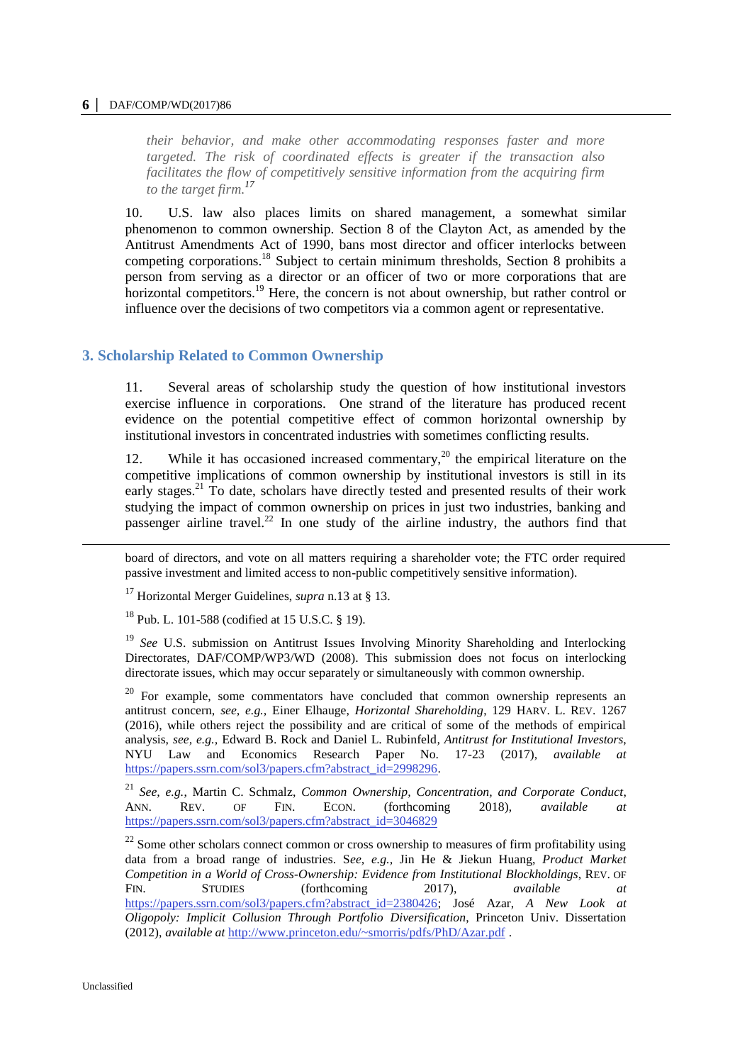*their behavior, and make other accommodating responses faster and more targeted. The risk of coordinated effects is greater if the transaction also facilitates the flow of competitively sensitive information from the acquiring firm to the target firm.*[17]

10. U.S. law also places limits on shared management, a somewhat similar phenomenon to common ownership. Section 8 of the Clayton Act, as amended by the Antitrust Amendments Act of 1990, bans most director and officer interlocks between competing corporations.[18] Subject to certain minimum thresholds, Section 8 prohibits a person from serving as a director or an officer of two or more corporations that are horizontal competitors.[19] Here, the concern is not about ownership, but rather control or influence over the decisions of two competitors via a common agent or representative.

## 3. Scholarship Related to Common Ownership

11. Several areas of scholarship study the question of how institutional investors exercise influence in corporations. One strand of the literature has produced recent evidence on the potential competitive effect of common horizontal ownership by institutional investors in concentrated industries with sometimes conflicting results.

12. While it has occasioned increased commentary,[20] the empirical literature on the competitive implications of common ownership by institutional investors is still in its early stages.[21] To date, scholars have directly tested and presented results of their work studying the impact of common ownership on prices in just two industries, banking and passenger airline travel.[22] In one study of the airline industry, the authors find that

---

board of directors, and vote on all matters requiring a shareholder vote; the FTC order required passive investment and limited access to non-public competitively sensitive information).

[17] Horizontal Merger Guidelines, *supra* n.13 at § 13.

[18] Pub. L. 101-588 (codified at 15 U.S.C. § 19).

[19] *See* U.S. submission on Antitrust Issues Involving Minority Shareholding and Interlocking Directorates, DAF/COMP/WP3/WD (2008). This submission does not focus on interlocking directorate issues, which may occur separately or simultaneously with common ownership.

[20] For example, some commentators have concluded that common ownership represents an antitrust concern, *see, e.g.,* Einer Elhauge, *Horizontal Shareholding*, 129 HARV. L. REV. 1267 (2016), while others reject the possibility and are critical of some of the methods of empirical analysis, *see, e.g.,* Edward B. Rock and Daniel L. Rubinfeld, *Antitrust for Institutional Investors*, NYU Law and Economics Research Paper No. 17-23 (2017), *available at* https://papers.ssrn.com/sol3/papers.cfm?abstract_id=2998296.

[21] *See, e.g.*, Martin C. Schmalz, *Common Ownership, Concentration, and Corporate Conduct*, ANN. REV. OF FIN. ECON. (forthcoming 2018), *available at* https://papers.ssrn.com/sol3/papers.cfm?abstract_id=3046829

[22] Some other scholars connect common or cross ownership to measures of firm profitability using data from a broad range of industries. S*ee, e.g.,* Jin He & Jiekun Huang, *Product Market Competition in a World of Cross-Ownership: Evidence from Institutional Blockholdings*, REV. OF FIN. STUDIES (forthcoming 2017), *available at* https://papers.ssrn.com/sol3/papers.cfm?abstract_id=2380426; José Azar, *A New Look at Oligopoly: Implicit Collusion Through Portfolio Diversification*, Princeton Univ. Dissertation (2012), *available at* http://www.princeton.edu/~smorris/pdfs/PhD/Azar.pdf .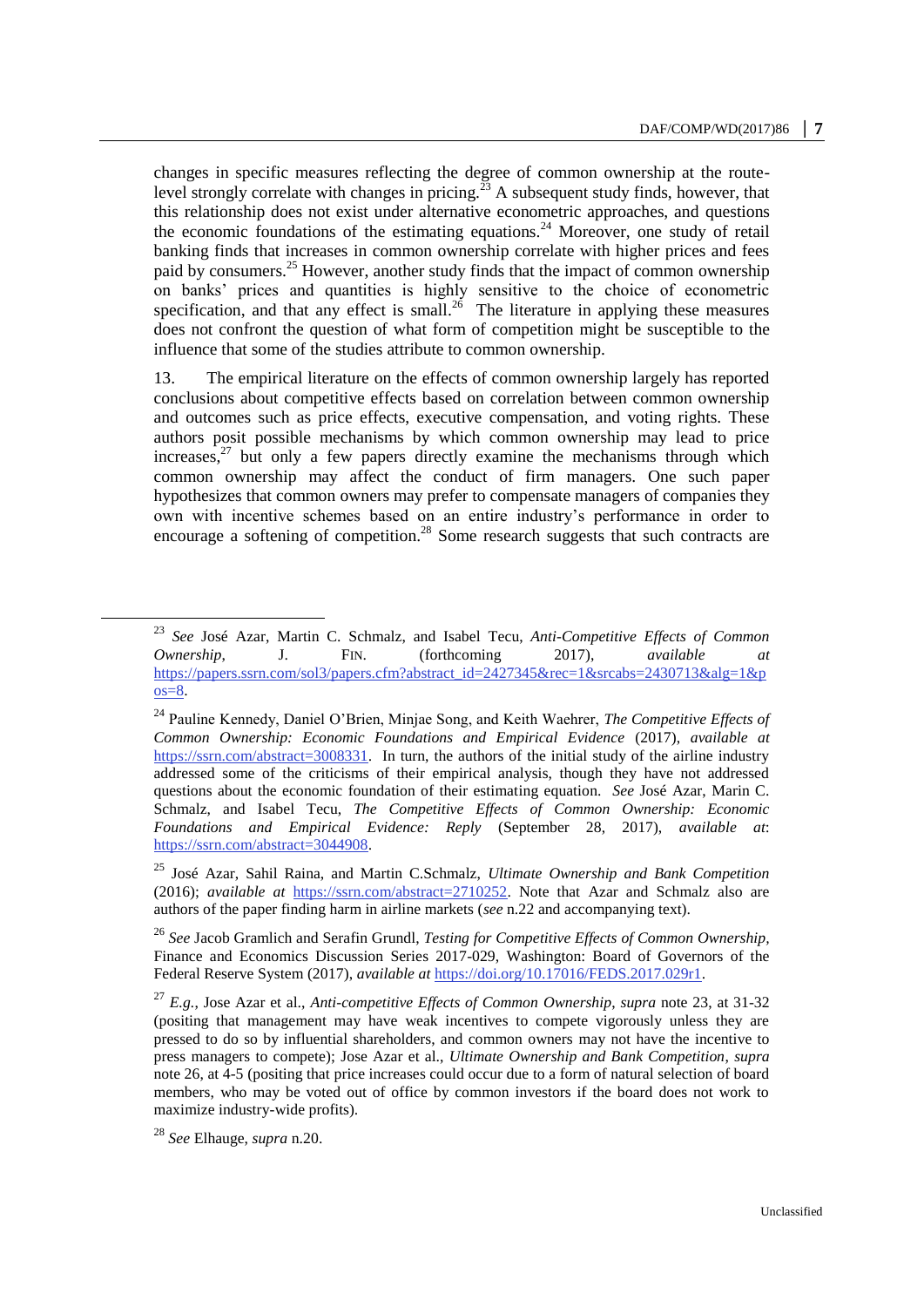changes in specific measures reflecting the degree of common ownership at the route-level strongly correlate with changes in pricing.[23] A subsequent study finds, however, that this relationship does not exist under alternative econometric approaches, and questions the economic foundations of the estimating equations.[24] Moreover, one study of retail banking finds that increases in common ownership correlate with higher prices and fees paid by consumers.[25] However, another study finds that the impact of common ownership on banks' prices and quantities is highly sensitive to the choice of econometric specification, and that any effect is small.[26] The literature in applying these measures does not confront the question of what form of competition might be susceptible to the influence that some of the studies attribute to common ownership.

13. The empirical literature on the effects of common ownership largely has reported conclusions about competitive effects based on correlation between common ownership and outcomes such as price effects, executive compensation, and voting rights. These authors posit possible mechanisms by which common ownership may lead to price increases,[27] but only a few papers directly examine the mechanisms through which common ownership may affect the conduct of firm managers. One such paper hypothesizes that common owners may prefer to compensate managers of companies they own with incentive schemes based on an entire industry's performance in order to encourage a softening of competition.[28] Some research suggests that such contracts are

---

[23] *See* José Azar, Martin C. Schmalz, and Isabel Tecu, *Anti-Competitive Effects of Common Ownership*, J. FIN. (forthcoming 2017), *available at* https://papers.ssrn.com/sol3/papers.cfm?abstract_id=2427345&rec=1&srcabs=2430713&alg=1&pos=8.

[24] Pauline Kennedy, Daniel O'Brien, Minjae Song, and Keith Waehrer, *The Competitive Effects of Common Ownership: Economic Foundations and Empirical Evidence* (2017), *available at* https://ssrn.com/abstract=3008331. In turn, the authors of the initial study of the airline industry addressed some of the criticisms of their empirical analysis, though they have not addressed questions about the economic foundation of their estimating equation. *See* José Azar, Marin C. Schmalz, and Isabel Tecu, *The Competitive Effects of Common Ownership: Economic Foundations and Empirical Evidence: Reply* (September 28, 2017), *available at*: https://ssrn.com/abstract=3044908.

[25] José Azar, Sahil Raina, and Martin C.Schmalz, *Ultimate Ownership and Bank Competition* (2016); *available at* https://ssrn.com/abstract=2710252. Note that Azar and Schmalz also are authors of the paper finding harm in airline markets (*see* n.22 and accompanying text).

[26] *See* Jacob Gramlich and Serafin Grundl, *Testing for Competitive Effects of Common Ownership*, Finance and Economics Discussion Series 2017-029, Washington: Board of Governors of the Federal Reserve System (2017), *available at* https://doi.org/10.17016/FEDS.2017.029r1.

[27] *E.g.*, Jose Azar et al., *Anti-competitive Effects of Common Ownership*, *supra* note 23, at 31-32 (positing that management may have weak incentives to compete vigorously unless they are pressed to do so by influential shareholders, and common owners may not have the incentive to press managers to compete); Jose Azar et al., *Ultimate Ownership and Bank Competition*, *supra* note 26, at 4-5 (positing that price increases could occur due to a form of natural selection of board members, who may be voted out of office by common investors if the board does not work to maximize industry-wide profits).

[28] *See* Elhauge, *supra* n.20.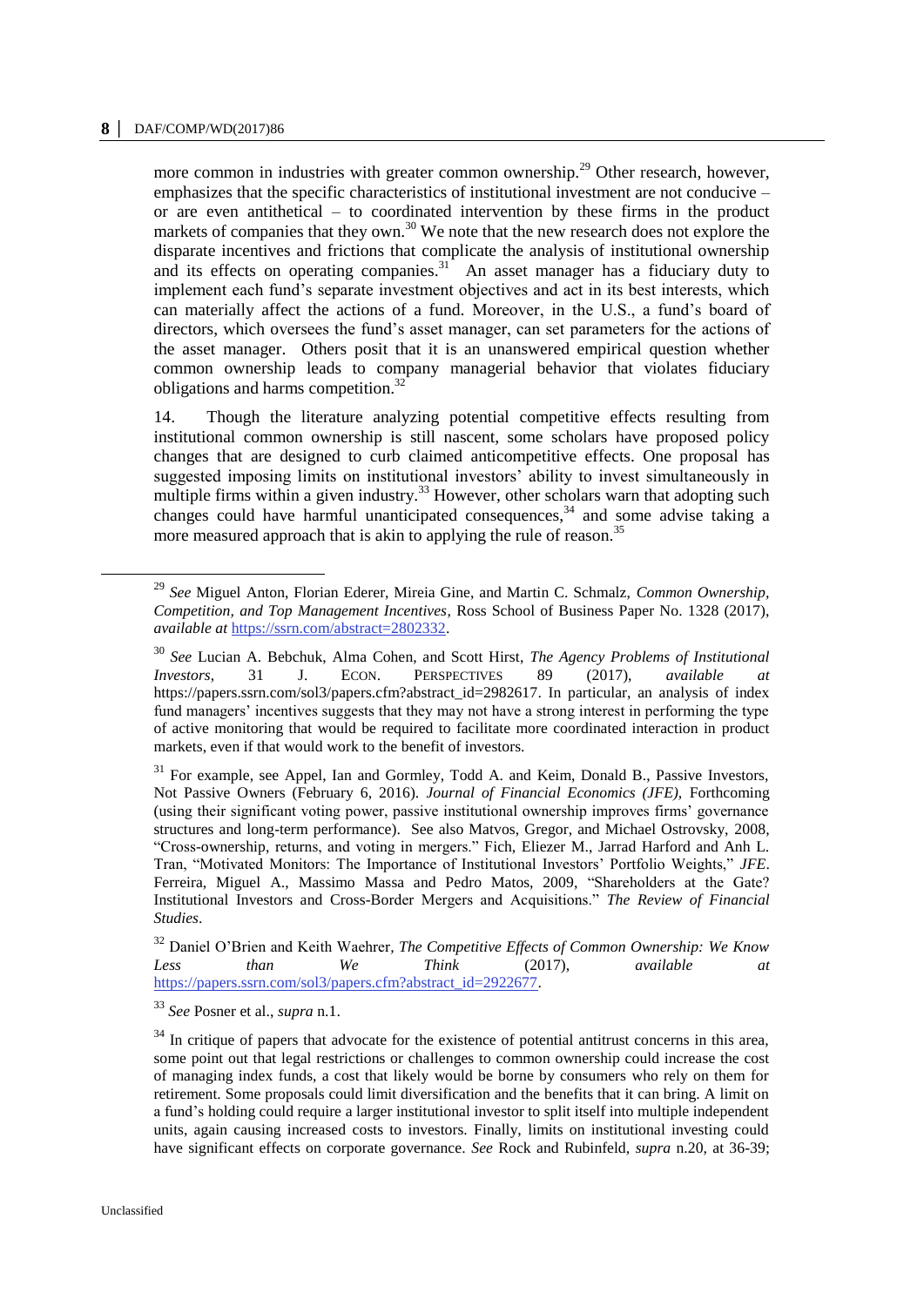more common in industries with greater common ownership.[29] Other research, however, emphasizes that the specific characteristics of institutional investment are not conducive – or are even antithetical – to coordinated intervention by these firms in the product markets of companies that they own.[30] We note that the new research does not explore the disparate incentives and frictions that complicate the analysis of institutional ownership and its effects on operating companies.[31] An asset manager has a fiduciary duty to implement each fund's separate investment objectives and act in its best interests, which can materially affect the actions of a fund. Moreover, in the U.S., a fund's board of directors, which oversees the fund's asset manager, can set parameters for the actions of the asset manager. Others posit that it is an unanswered empirical question whether common ownership leads to company managerial behavior that violates fiduciary obligations and harms competition.[32]

14. Though the literature analyzing potential competitive effects resulting from institutional common ownership is still nascent, some scholars have proposed policy changes that are designed to curb claimed anticompetitive effects. One proposal has suggested imposing limits on institutional investors' ability to invest simultaneously in multiple firms within a given industry.[33] However, other scholars warn that adopting such changes could have harmful unanticipated consequences,[34] and some advise taking a more measured approach that is akin to applying the rule of reason.[35]

---

[29] *See* Miguel Anton, Florian Ederer, Mireia Gine, and Martin C. Schmalz, *Common Ownership, Competition, and Top Management Incentives*, Ross School of Business Paper No. 1328 (2017), *available at* https://ssrn.com/abstract=2802332.

[30] *See* Lucian A. Bebchuk, Alma Cohen, and Scott Hirst, *The Agency Problems of Institutional Investors*, 31 J. ECON. PERSPECTIVES 89 (2017), *available at* https://papers.ssrn.com/sol3/papers.cfm?abstract_id=2982617. In particular, an analysis of index fund managers' incentives suggests that they may not have a strong interest in performing the type of active monitoring that would be required to facilitate more coordinated interaction in product markets, even if that would work to the benefit of investors.

[31] For example, see Appel, Ian and Gormley, Todd A. and Keim, Donald B., Passive Investors, Not Passive Owners (February 6, 2016). *Journal of Financial Economics (JFE),* Forthcoming (using their significant voting power, passive institutional ownership improves firms' governance structures and long-term performance). See also Matvos, Gregor, and Michael Ostrovsky, 2008, "Cross-ownership, returns, and voting in mergers." Fich, Eliezer M., Jarrad Harford and Anh L. Tran, "Motivated Monitors: The Importance of Institutional Investors' Portfolio Weights," *JFE*. Ferreira, Miguel A., Massimo Massa and Pedro Matos, 2009, "Shareholders at the Gate? Institutional Investors and Cross-Border Mergers and Acquisitions." *The Review of Financial Studies*.

[32] Daniel O'Brien and Keith Waehrer, *The Competitive Effects of Common Ownership: We Know Less than We Think* (2017), *available at* https://papers.ssrn.com/sol3/papers.cfm?abstract_id=2922677.

[33] *See* Posner et al., *supra* n.1.

[34] In critique of papers that advocate for the existence of potential antitrust concerns in this area, some point out that legal restrictions or challenges to common ownership could increase the cost of managing index funds, a cost that likely would be borne by consumers who rely on them for retirement. Some proposals could limit diversification and the benefits that it can bring. A limit on a fund's holding could require a larger institutional investor to split itself into multiple independent units, again causing increased costs to investors. Finally, limits on institutional investing could have significant effects on corporate governance. *See* Rock and Rubinfeld, *supra* n.20, at 36-39;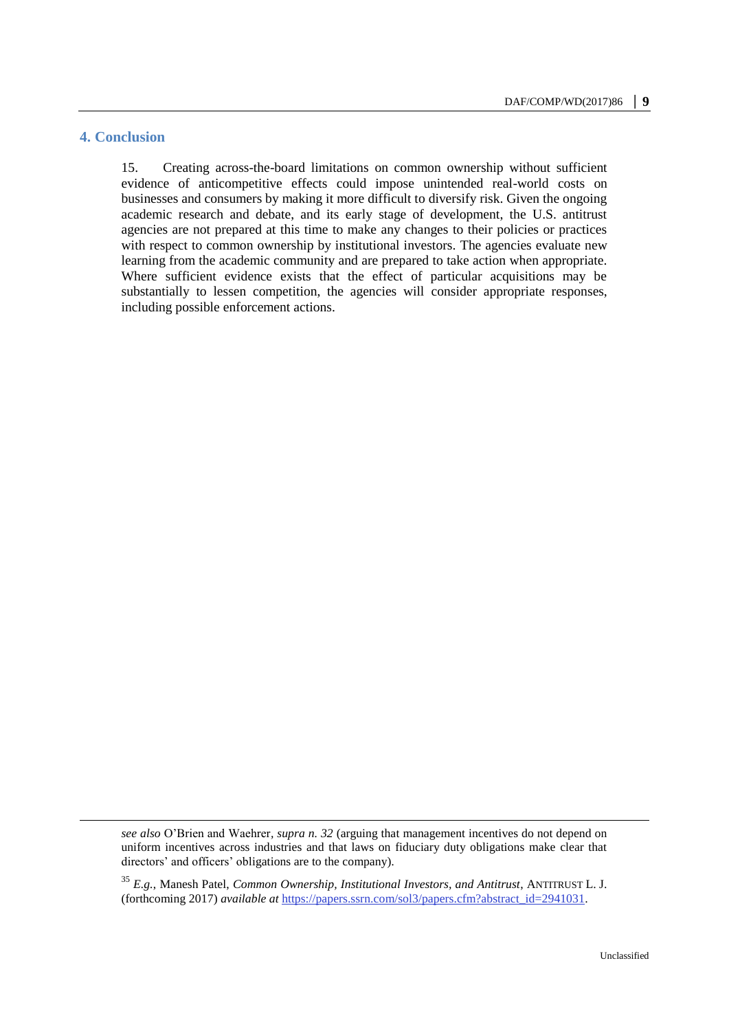## 4. Conclusion

15. Creating across-the-board limitations on common ownership without sufficient evidence of anticompetitive effects could impose unintended real-world costs on businesses and consumers by making it more difficult to diversify risk. Given the ongoing academic research and debate, and its early stage of development, the U.S. antitrust agencies are not prepared at this time to make any changes to their policies or practices with respect to common ownership by institutional investors. The agencies evaluate new learning from the academic community and are prepared to take action when appropriate. Where sufficient evidence exists that the effect of particular acquisitions may be substantially to lessen competition, the agencies will consider appropriate responses, including possible enforcement actions.

---

*see also* O'Brien and Waehrer, *supra n. 32* (arguing that management incentives do not depend on uniform incentives across industries and that laws on fiduciary duty obligations make clear that directors' and officers' obligations are to the company).

[35] *E.g.*, Manesh Patel, *Common Ownership, Institutional Investors, and Antitrust*, ANTITRUST L. J. (forthcoming 2017) *available at* https://papers.ssrn.com/sol3/papers.cfm?abstract_id=2941031.